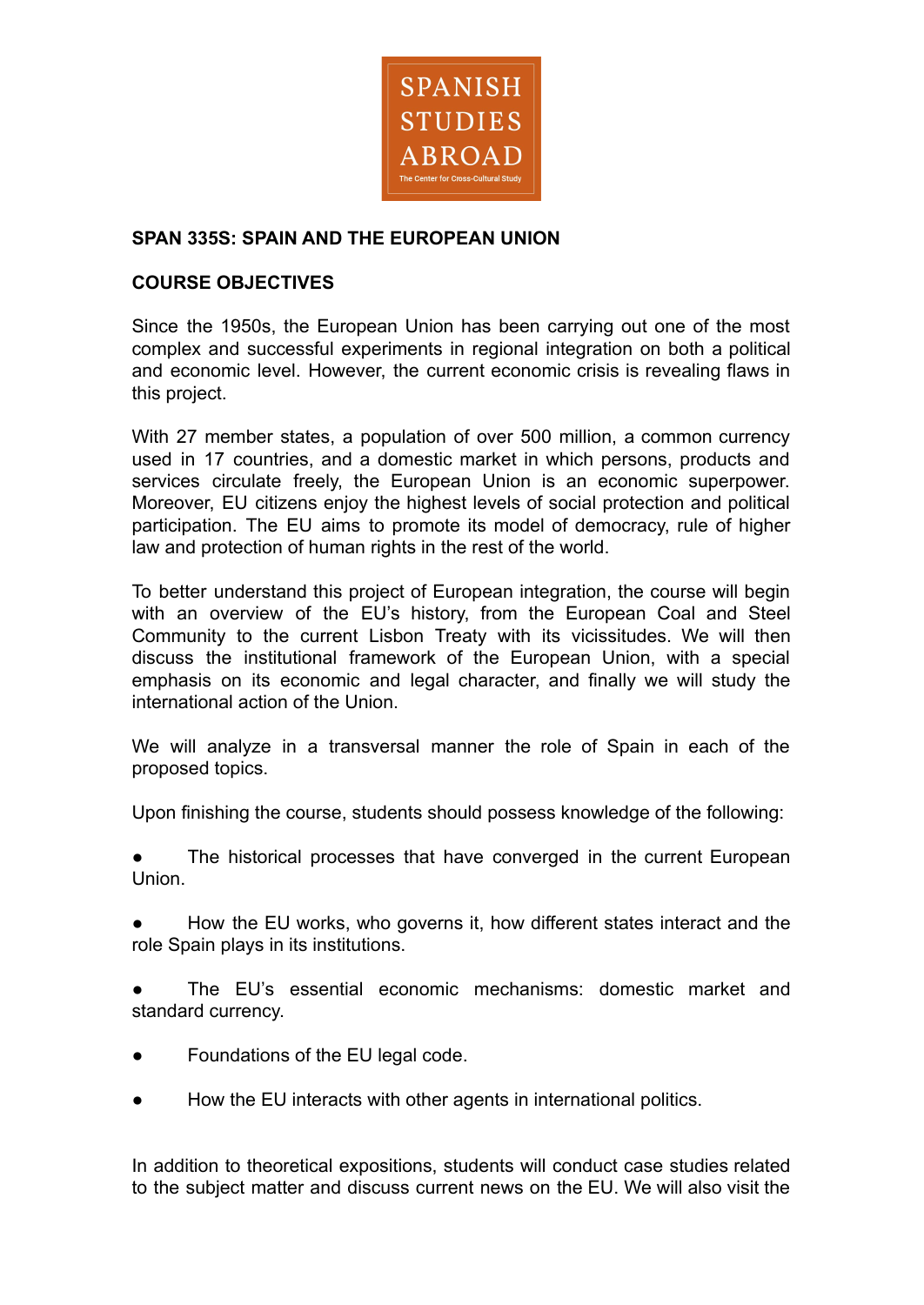SPANISH STUDIES ABROAD

The Center for Cross-Cultural Study

**SPAN 335S: SPAIN AND THE EUROPEAN UNION**

**COURSE OBJECTIVES**

Since the 1950s, the European Union has been carrying out one of the most complex and successful experiments in regional integration on both a political and economic level. However, the current economic crisis is revealing flaws in this project.

With 27 member states, a population of over 500 million, a common currency used in 17 countries, and a domestic market in which persons, products and services circulate freely, the European Union is an economic superpower. Moreover, EU citizens enjoy the highest levels of social protection and political participation. The EU aims to promote its model of democracy, rule of higher law and protection of human rights in the rest of the world.

To better understand this project of European integration, the course will begin with an overview of the EU's history, from the European Coal and Steel Community to the current Lisbon Treaty with its vicissitudes. We will then discuss the institutional framework of the European Union, with a special emphasis on its economic and legal character, and finally we will study the international action of the Union.

We will analyze in a transversal manner the role of Spain in each of the proposed topics.

Upon finishing the course, students should possess knowledge of the following:

- The historical processes that have converged in the current European Union.
- How the EU works, who governs it, how different states interact and the role Spain plays in its institutions.
- The EU's essential economic mechanisms: domestic market and standard currency.
- Foundations of the EU legal code.
- How the EU interacts with other agents in international politics.

In addition to theoretical expositions, students will conduct case studies related to the subject matter and discuss current news on the EU. We will also visit the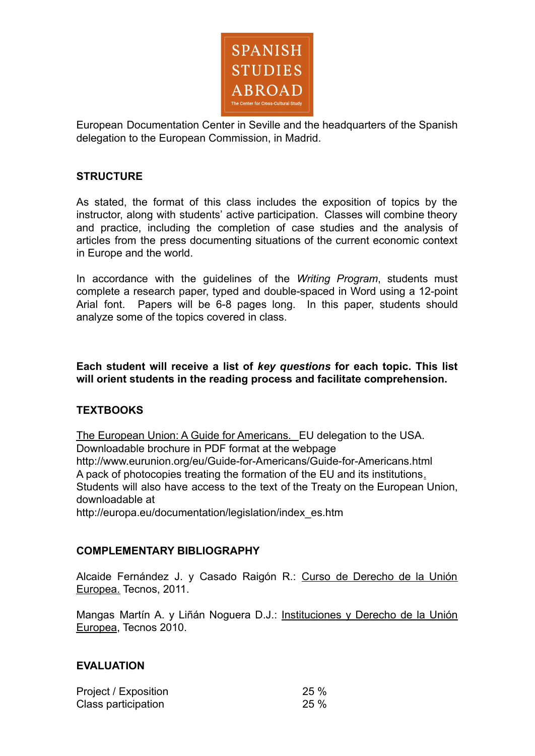European Documentation Center in Seville and the headquarters of the Spanish delegation to the European Commission, in Madrid.

**STRUCTURE**

As stated, the format of this class includes the exposition of topics by the instructor, along with students' active participation. Classes will combine theory and practice, including the completion of case studies and the analysis of articles from the press documenting situations of the current economic context in Europe and the world.

In accordance with the guidelines of the *Writing Program*, students must complete a research paper, typed and double-spaced in Word using a 12-point Arial font. Papers will be 6-8 pages long. In this paper, students should analyze some of the topics covered in class.

**Each student will receive a list of *key questions* for each topic. This list will orient students in the reading process and facilitate comprehension.**

**TEXTBOOKS**

The European Union: A Guide for Americans. EU delegation to the USA. Downloadable brochure in PDF format at the webpage http://www.eurunion.org/eu/Guide-for-Americans/Guide-for-Americans.html
A pack of photocopies treating the formation of the EU and its institutions.
Students will also have access to the text of the Treaty on the European Union, downloadable at
http://europa.eu/documentation/legislation/index_es.htm

**COMPLEMENTARY BIBLIOGRAPHY**

Alcaide Fernández J. y Casado Raigón R.: Curso de Derecho de la Unión Europea. Tecnos, 2011.

Mangas Martín A. y Liñán Noguera D.J.: Instituciones y Derecho de la Unión Europea, Tecnos 2010.

**EVALUATION**

| | |
|---|---|
| Project / Exposition | 25 % |
| Class participation | 25 % |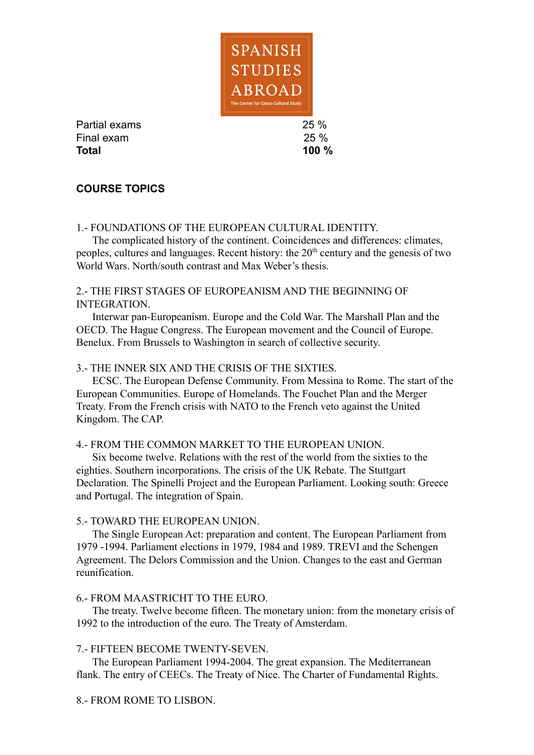| | |
|---|---|
| Partial exams | 25 % |
| Final exam | 25 % |
| **Total** | **100 %** |

**COURSE TOPICS**

1.- FOUNDATIONS OF THE EUROPEAN CULTURAL IDENTITY.

The complicated history of the continent. Coincidences and differences: climates, peoples, cultures and languages. Recent history: the 20th century and the genesis of two World Wars. North/south contrast and Max Weber's thesis.

2.- THE FIRST STAGES OF EUROPEANISM AND THE BEGINNING OF INTEGRATION.

Interwar pan-Europeanism. Europe and the Cold War. The Marshall Plan and the OECD. The Hague Congress. The European movement and the Council of Europe. Benelux. From Brussels to Washington in search of collective security.

3.- THE INNER SIX AND THE CRISIS OF THE SIXTIES.

ECSC. The European Defense Community. From Messina to Rome. The start of the European Communities. Europe of Homelands. The Fouchet Plan and the Merger Treaty. From the French crisis with NATO to the French veto against the United Kingdom. The CAP.

4.- FROM THE COMMON MARKET TO THE EUROPEAN UNION.

Six become twelve. Relations with the rest of the world from the sixties to the eighties. Southern incorporations. The crisis of the UK Rebate. The Stuttgart Declaration. The Spinelli Project and the European Parliament. Looking south: Greece and Portugal. The integration of Spain.

5.- TOWARD THE EUROPEAN UNION.

The Single European Act: preparation and content. The European Parliament from 1979 -1994. Parliament elections in 1979, 1984 and 1989. TREVI and the Schengen Agreement. The Delors Commission and the Union. Changes to the east and German reunification.

6.- FROM MAASTRICHT TO THE EURO.

The treaty. Twelve become fifteen. The monetary union: from the monetary crisis of 1992 to the introduction of the euro. The Treaty of Amsterdam.

7.- FIFTEEN BECOME TWENTY-SEVEN.

The European Parliament 1994-2004. The great expansion. The Mediterranean flank. The entry of CEECs. The Treaty of Nice. The Charter of Fundamental Rights.

8.- FROM ROME TO LISBON.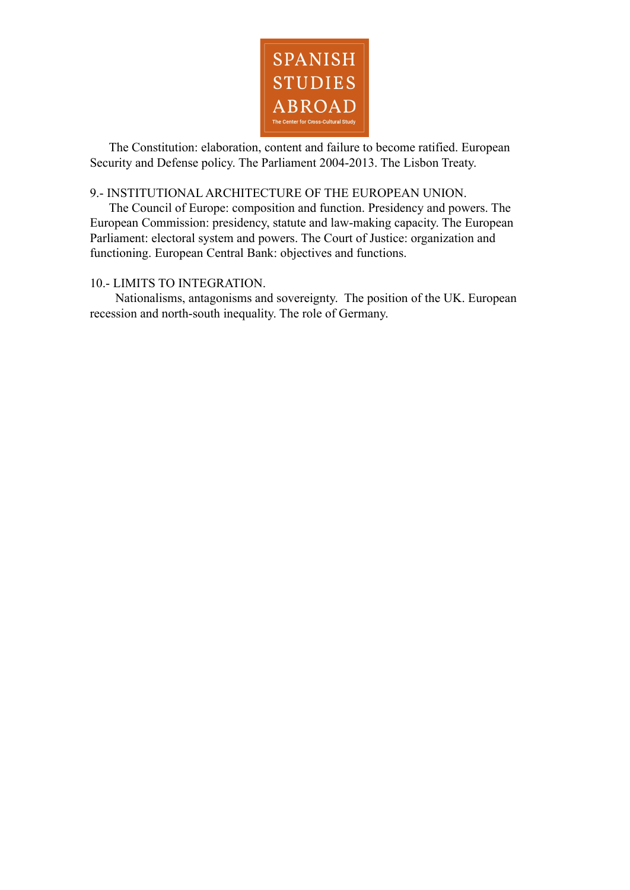The Constitution: elaboration, content and failure to become ratified. European Security and Defense policy. The Parliament 2004-2013. The Lisbon Treaty.

9.- INSTITUTIONAL ARCHITECTURE OF THE EUROPEAN UNION.

The Council of Europe: composition and function. Presidency and powers. The European Commission: presidency, statute and law-making capacity. The European Parliament: electoral system and powers. The Court of Justice: organization and functioning. European Central Bank: objectives and functions.

10.- LIMITS TO INTEGRATION.

Nationalisms, antagonisms and sovereignty. The position of the UK. European recession and north-south inequality. The role of Germany.